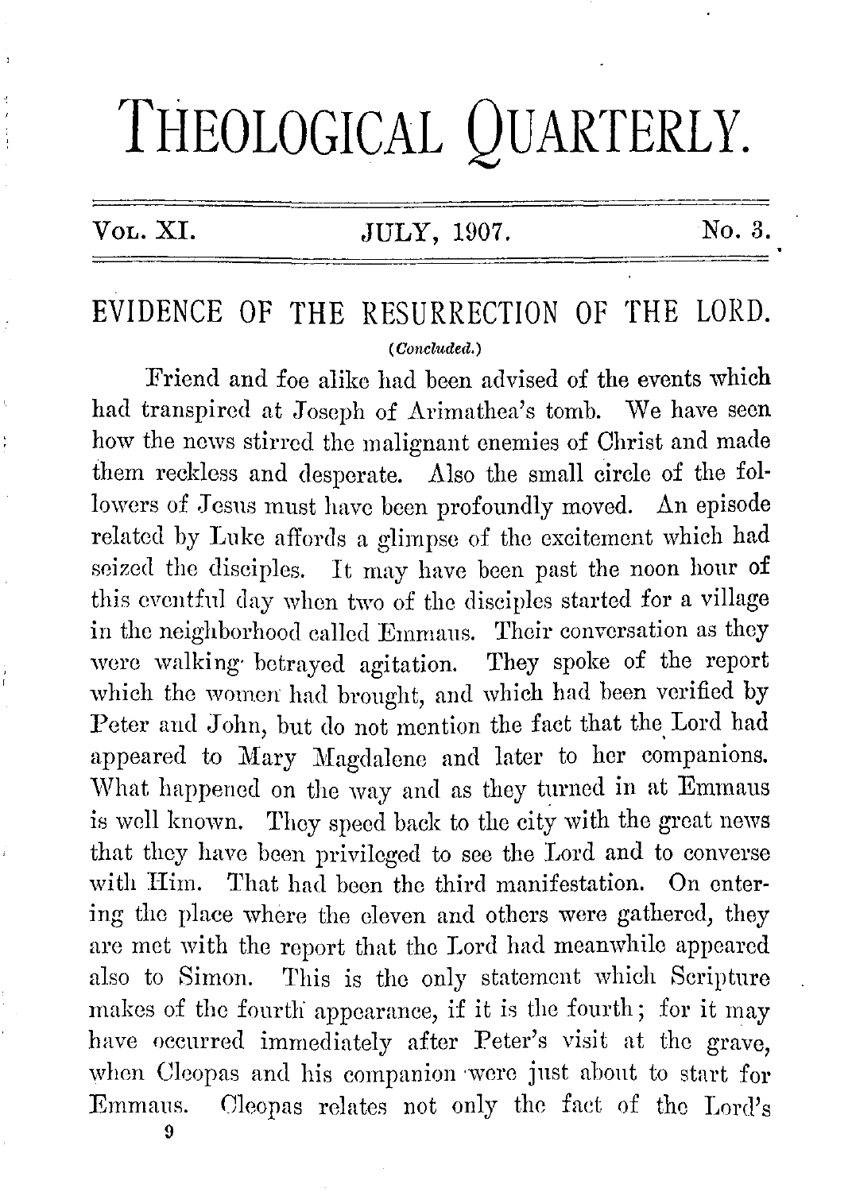# THEOLOGICAL QUARTERLY.

Vol. XI. JULY, 1907. No. 3.

## EVIDENCE OF THE RESURRECTION OF THE LORD.

*(Concluded.)*

Friend and foe alike had been advised of the events which had transpired at Joseph of Arimathea's tomb. We have seen how the news stirred the malignant enemies of Christ and made them reckless and desperate. Also the small circle of the followers of Jesus must have been profoundly moved. An episode related by Luke affords a glimpse of the excitement which had seized the disciples. It may have been past the noon hour of this eventful day when two of the disciples started for a village in the neighborhood called Emmaus. Their conversation as they were walking betrayed agitation. They spoke of the report which the women had brought, and which had been verified by Peter and John, but do not mention the fact that the Lord had appeared to Mary Magdalene and later to her companions. What happened on the way and as they turned in at Emmaus is well known. They speed back to the city with the great news that they have been privileged to see the Lord and to converse with Him. That had been the third manifestation. On entering the place where the eleven and others were gathered, they are met with the report that the Lord had meanwhile appeared also to Simon. This is the only statement which Scripture makes of the fourth appearance, if it is the fourth; for it may have occurred immediately after Peter's visit at the grave, when Cleopas and his companion were just about to start for Emmaus. Cleopas relates not only the fact of the Lord's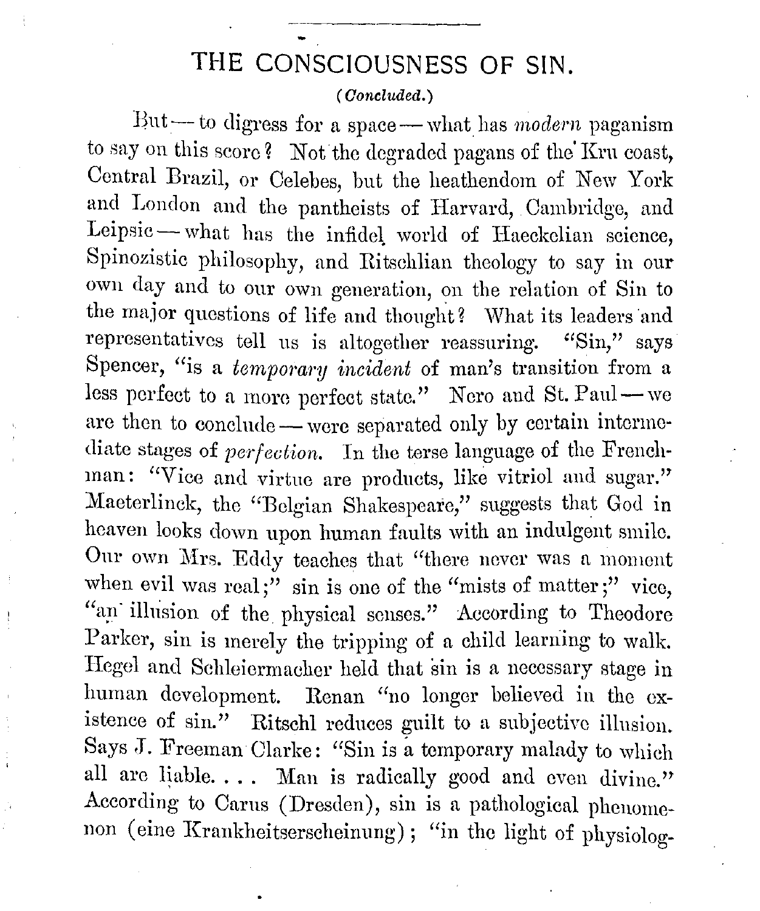# THE CONSCIOUSNESS OF SIN.

*(Concluded.)*

But — to digress for a space — what has *modern* paganism to say on this score? Not the degraded pagans of the Kru coast, Central Brazil, or Celebes, but the heathendom of New York and London and the pantheists of Harvard, Cambridge, and Leipsic — what has the infidel world of Haeckelian science, Spinozistic philosophy, and Ritschlian theology to say in our own day and to our own generation, on the relation of Sin to the major questions of life and thought? What its leaders and representatives tell us is altogether reassuring. "Sin," says Spencer, "is a *temporary incident* of man's transition from a less perfect to a more perfect state." Nero and St. Paul — we are then to conclude — were separated only by certain intermediate stages of *perfection*. In the terse language of the Frenchman: "Vice and virtue are products, like vitriol and sugar." Maeterlinck, the "Belgian Shakespeare," suggests that God in heaven looks down upon human faults with an indulgent smile. Our own Mrs. Eddy teaches that "there never was a moment when evil was real;" sin is one of the "mists of matter;" vice, "an illusion of the physical senses." According to Theodore Parker, sin is merely the tripping of a child learning to walk. Hegel and Schleiermacher held that sin is a necessary stage in human development. Renan "no longer believed in the existence of sin." Ritschl reduces guilt to a subjective illusion. Says J. Freeman Clarke: "Sin is a temporary malady to which all are liable. . . . Man is radically good and even divine." According to Carus (Dresden), sin is a pathological phenomenon (eine Krankheitserscheinung); "in the light of physiolog-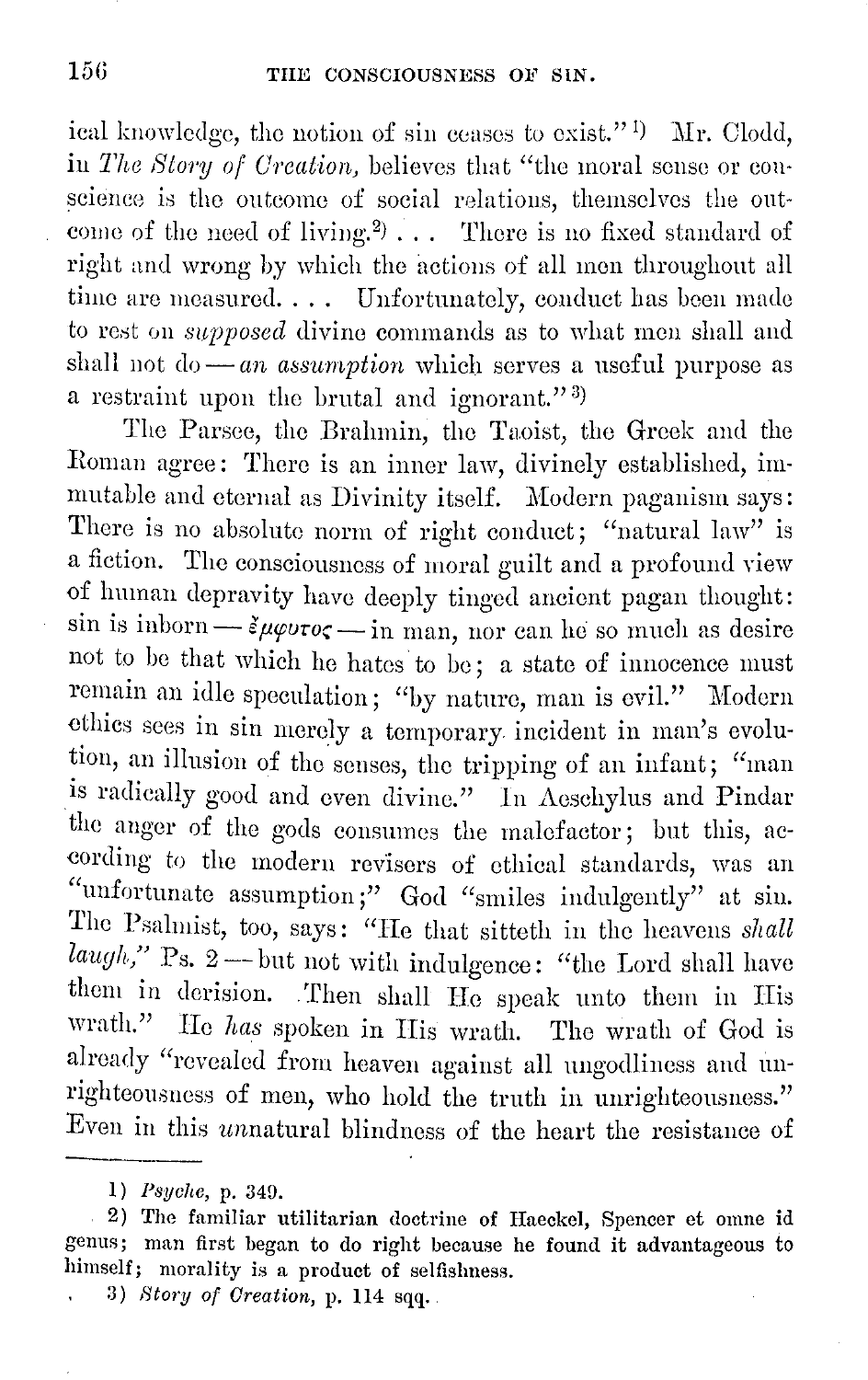ical knowledge, the notion of sin ceases to exist."[1] Mr. Clodd, in *The Story of Creation*, believes that "the moral sense or conscience is the outcome of social relations, themselves the outcome of the need of living.[2] . . . There is no fixed standard of right and wrong by which the actions of all men throughout all time are measured. . . . Unfortunately, conduct has been made to rest on *supposed* divine commands as to what men shall and shall not do — *an assumption* which serves a useful purpose as a restraint upon the brutal and ignorant."[3]

The Parsee, the Brahmin, the Taoist, the Greek and the Roman agree: There is an inner law, divinely established, immutable and eternal as Divinity itself. Modern paganism says: There is no absolute norm of right conduct; "natural law" is a fiction. The consciousness of moral guilt and a profound view of human depravity have deeply tinged ancient pagan thought: sin is inborn — ἔμφυτος — in man, nor can he so much as desire not to be that which he hates to be; a state of innocence must remain an idle speculation; "by nature, man is evil." Modern ethics sees in sin merely a temporary incident in man's evolution, an illusion of the senses, the tripping of an infant; "man is radically good and even divine." In Aeschylus and Pindar the anger of the gods consumes the malefactor; but this, according to the modern revisers of ethical standards, was an "unfortunate assumption;" God "smiles indulgently" at sin. The Psalmist, too, says: "He that sitteth in the heavens *shall laugh*," Ps. 2 — but not with indulgence: "the Lord shall have them in derision. Then shall He speak unto them in His wrath." He *has* spoken in His wrath. The wrath of God is already "revealed from heaven against all ungodliness and unrighteousness of men, who hold the truth in unrighteousness." Even in this *un*natural blindness of the heart the resistance of

---

1) *Psyche*, p. 349.

2) The familiar utilitarian doctrine of Haeckel, Spencer et omne id genus; man first began to do right because he found it advantageous to himself; morality is a product of selfishness.

3) *Story of Creation*, p. 114 sqq.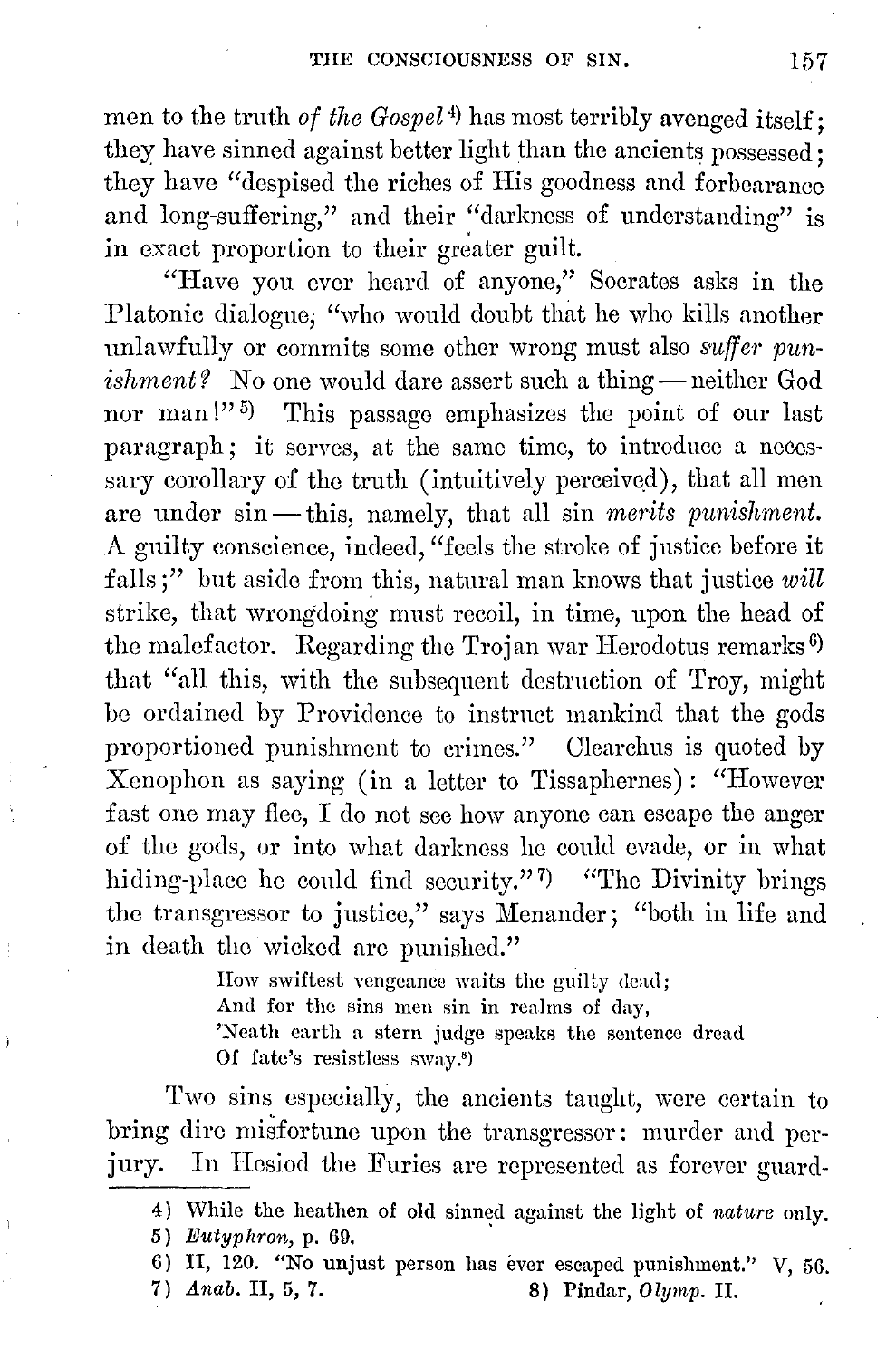men to the truth *of the Gospel*[4]) has most terribly avenged itself; they have sinned against better light than the ancients possessed; they have "despised the riches of His goodness and forbearance and long-suffering," and their "darkness of understanding" is in exact proportion to their greater guilt.

"Have you ever heard of anyone," Socrates asks in the Platonic dialogue, "who would doubt that he who kills another unlawfully or commits some other wrong must also *suffer punishment?* No one would dare assert such a thing — neither God nor man!"[5]) This passage emphasizes the point of our last paragraph; it serves, at the same time, to introduce a necessary corollary of the truth (intuitively perceived), that all men are under sin — this, namely, that all sin *merits punishment.* A guilty conscience, indeed, "feels the stroke of justice before it falls;" but aside from this, natural man knows that justice *will* strike, that wrongdoing must recoil, in time, upon the head of the malefactor. Regarding the Trojan war Herodotus remarks[6]) that "all this, with the subsequent destruction of Troy, might be ordained by Providence to instruct mankind that the gods proportioned punishment to crimes." Clearchus is quoted by Xenophon as saying (in a letter to Tissaphernes): "However fast one may flee, I do not see how anyone can escape the anger of the gods, or into what darkness he could evade, or in what hiding-place he could find security."[7]) "The Divinity brings the transgressor to justice," says Menander; "both in life and in death the wicked are punished."

> How swiftest vengeance waits the guilty dead;
> And for the sins men sin in realms of day,
> 'Neath earth a stern judge speaks the sentence dread
> Of fate's resistless sway.[8])

Two sins especially, the ancients taught, were certain to bring dire misfortune upon the transgressor: murder and perjury. In Hesiod the Furies are represented as forever guard-

---

4) While the heathen of old sinned against the light of *nature* only.

5) *Eutyphron*, p. 69.

6) II, 120. "No unjust person has ever escaped punishment." V, 56.

7) *Anab.* II, 5, 7.

8) Pindar, *Olymp.* II.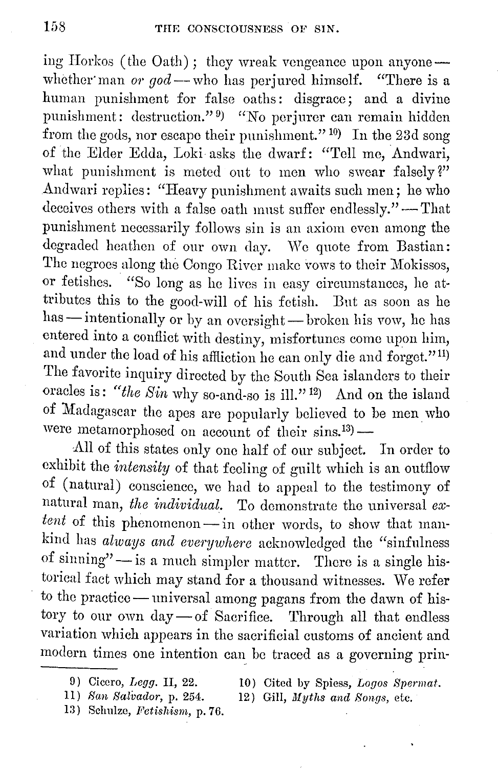ing Horkos (the Oath); they wreak vengeance upon anyone — whether man *or god* — who has perjured himself. "There is a human punishment for false oaths: disgrace; and a divine punishment: destruction."[9] "No perjurer can remain hidden from the gods, nor escape their punishment."[10] In the 23d song of the Elder Edda, Loki asks the dwarf: "Tell me, Andwari, what punishment is meted out to men who swear falsely?" Andwari replies: "Heavy punishment awaits such men; he who deceives others with a false oath must suffer endlessly." — That punishment necessarily follows sin is an axiom even among the degraded heathen of our own day. We quote from Bastian: The negroes along the Congo River make vows to their Mokissos, or fetishes. "So long as he lives in easy circumstances, he attributes this to the good-will of his fetish. But as soon as he has — intentionally or by an oversight — broken his vow, he has entered into a conflict with destiny, misfortunes come upon him, and under the load of his affliction he can only die and forget."[11] The favorite inquiry directed by the South Sea islanders to their oracles is: "*the Sin* why so-and-so is ill."[12] And on the island of Madagascar the apes are popularly believed to be men who were metamorphosed on account of their sins.[13] —

All of this states only one half of our subject. In order to exhibit the *intensity* of that feeling of guilt which is an outflow of (natural) conscience, we had to appeal to the testimony of natural man, *the individual*. To demonstrate the universal *extent* of this phenomenon — in other words, to show that mankind has *always and everywhere* acknowledged the "sinfulness of sinning" — is a much simpler matter. There is a single historical fact which may stand for a thousand witnesses. We refer to the practice — universal among pagans from the dawn of history to our own day — of Sacrifice. Through all that endless variation which appears in the sacrificial customs of ancient and modern times one intention can be traced as a governing prin-

---

9) Cicero, *Legg.* II, 22.

10) Cited by Spiess, *Logos Spermat.*

11) *San Salvador*, p. 254.

12) Gill, *Myths and Songs*, etc.

13) Schulze, *Fetishism*, p. 76.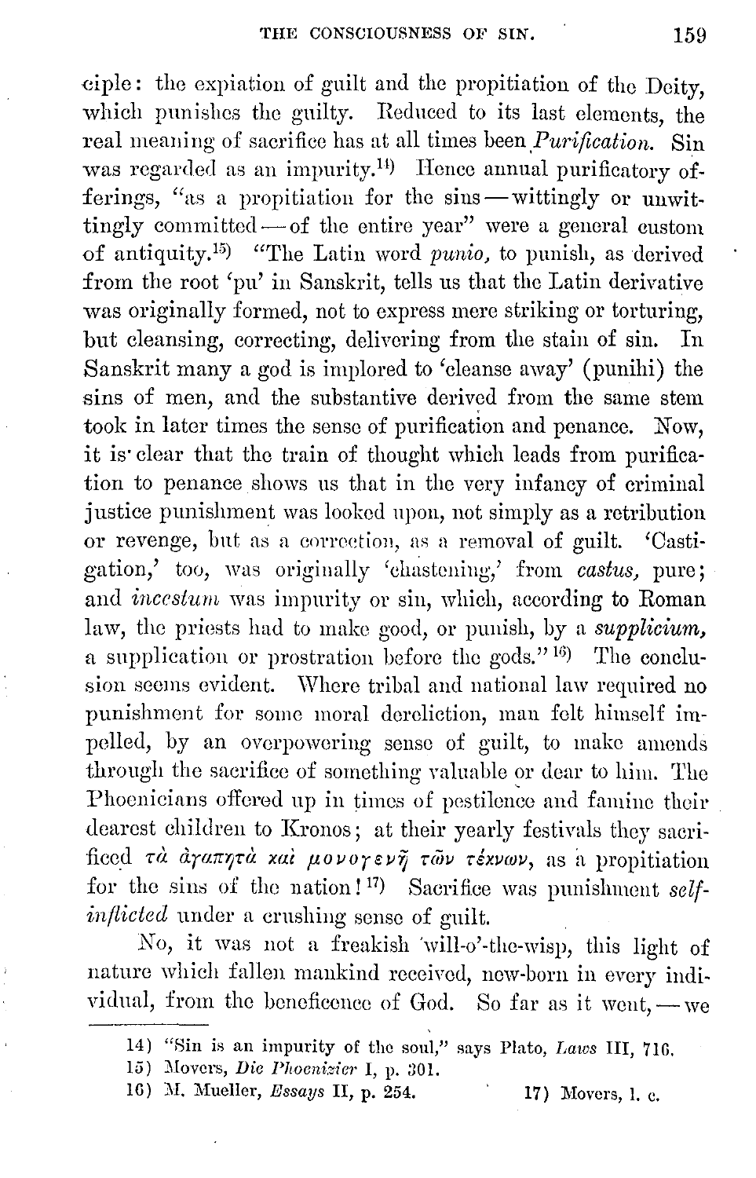ciple: the expiation of guilt and the propitiation of the Deity, which punishes the guilty. Reduced to its last elements, the real meaning of sacrifice has at all times been *Purification*. Sin was regarded as an impurity.[14] Hence annual purificatory offerings, "as a propitiation for the sins — wittingly or unwittingly committed — of the entire year" were a general custom of antiquity.[15] "The Latin word *punio*, to punish, as derived from the root 'pu' in Sanskrit, tells us that the Latin derivative was originally formed, not to express mere striking or torturing, but cleansing, correcting, delivering from the stain of sin. In Sanskrit many a god is implored to 'cleanse away' (punihi) the sins of men, and the substantive derived from the same stem took in later times the sense of purification and penance. Now, it is clear that the train of thought which leads from purification to penance shows us that in the very infancy of criminal justice punishment was looked upon, not simply as a retribution or revenge, but as a correction, as a removal of guilt. 'Castigation,' too, was originally 'chastening,' from *castus*, pure; and *incestum* was impurity or sin, which, according to Roman law, the priests had to make good, or punish, by a ***supplicium***, a supplication or prostration before the gods."[16] The conclusion seems evident. Where tribal and national law required no punishment for some moral dereliction, man felt himself impelled, by an overpowering sense of guilt, to make amends through the sacrifice of something valuable or dear to him. The Phoenicians offered up in times of pestilence and famine their dearest children to Kronos; at their yearly festivals they sacrificed τὰ ἀγαπητὰ καὶ μονογενῆ τῶν τέκνων, as a propitiation for the sins of the nation![17] Sacrifice was punishment *self-inflicted* under a crushing sense of guilt.

No, it was not a freakish will-o'-the-wisp, this light of nature which fallen mankind received, new-born in every individual, from the beneficence of God. So far as it went, — we

---

14) "Sin is an impurity of the soul," says Plato, *Laws* III, 716.

15) Movers, *Die Phoenizier* I, p. 301.

16) M. Mueller, *Essays* II, p. 254.

17) Movers, l. c.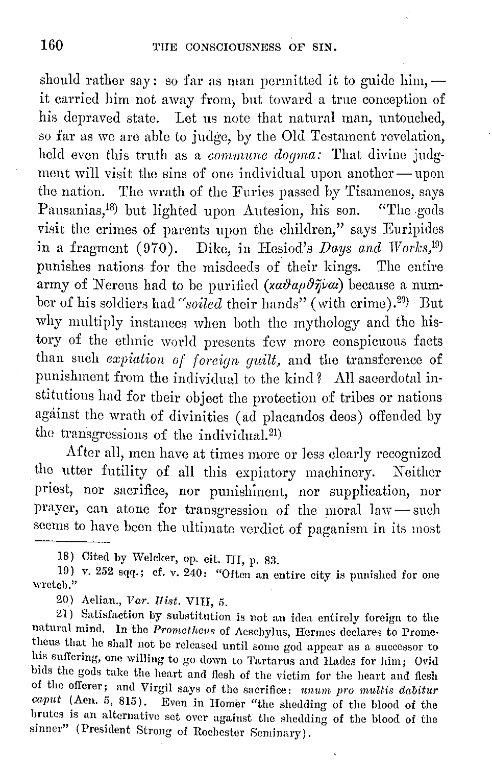should rather say: so far as man permitted it to guide him,—it carried him not away from, but toward a true conception of his depraved state. Let us note that natural man, untouched, so far as we are able to judge, by the Old Testament revelation, held even this truth as a *commune dogma:* That divine judgment will visit the sins of one individual upon another—upon the nation. The wrath of the Furies passed by Tisamenos, says Pausanias,[18] but lighted upon Autesion, his son. "The gods visit the crimes of parents upon the children," says Euripides in a fragment (970). Dike, in Hesiod's *Days and Works,*[19] punishes nations for the misdeeds of their kings. The entire army of Nereus had to be purified (καθαρθῆναι) because a number of his soldiers had "*soiled* their hands" (with crime).[20] But why multiply instances when both the mythology and the history of the ethnic world presents few more conspicuous facts than such *expiation of foreign guilt,* and the transference of punishment from the individual to the kind? All sacerdotal institutions had for their object the protection of tribes or nations against the wrath of divinities (ad placandos deos) offended by the transgressions of the individual.[21]

After all, men have at times more or less clearly recognized the utter futility of all this expiatory machinery. Neither priest, nor sacrifice, nor punishment, nor supplication, nor prayer, can atone for transgression of the moral law—such seems to have been the ultimate verdict of paganism in its most

---

18) Cited by Welcker, op. cit. III, p. 83.

19) v. 252 sqq.; cf. v. 240: "Often an entire city is punished for one wretch."

20) Aelian., *Var. Hist.* VIII, 5.

21) Satisfaction by substitution is not an idea entirely foreign to the natural mind. In the *Prometheus* of Aeschylus, Hermes declares to Prometheus that he shall not be released until some god appear as a successor to his suffering, one willing to go down to Tartarus and Hades for him; Ovid bids the gods take the heart and flesh of the victim for the heart and flesh of the offerer; and Virgil says of the sacrifice: *unum pro multis dabitur caput* (Aen. 5, 815). Even in Homer "the shedding of the blood of the brutes is an alternative set over against the shedding of the blood of the sinner" (President Strong of Rochester Seminary).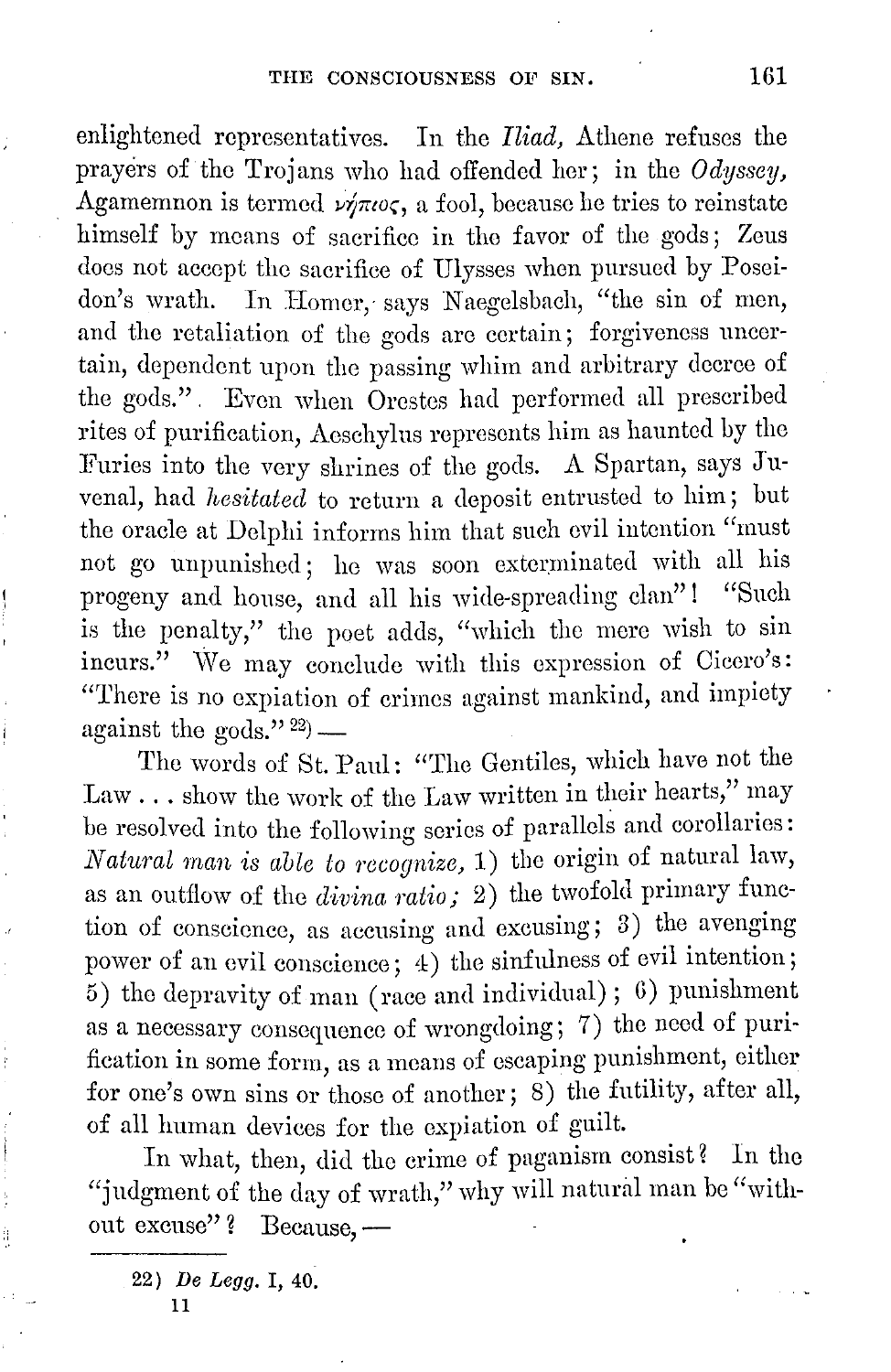enlightened representatives. In the *Iliad,* Athene refuses the prayers of the Trojans who had offended her; in the *Odyssey,* Agamemnon is termed νήπιος, a fool, because he tries to reinstate himself by means of sacrifice in the favor of the gods; Zeus does not accept the sacrifice of Ulysses when pursued by Poseidon's wrath. In Homer, says Naegelsbach, "the sin of men, and the retaliation of the gods are certain; forgiveness uncertain, dependent upon the passing whim and arbitrary decree of the gods." Even when Orestes had performed all prescribed rites of purification, Aeschylus represents him as haunted by the Furies into the very shrines of the gods. A Spartan, says Juvenal, had *hesitated* to return a deposit entrusted to him; but the oracle at Delphi informs him that such evil intention "must not go unpunished; he was soon exterminated with all his progeny and house, and all his wide-spreading clan"! "Such is the penalty," the poet adds, "which the mere wish to sin incurs." We may conclude with this expression of Cicero's: "There is no expiation of crimes against mankind, and impiety against the gods." [22] —

The words of St. Paul: "The Gentiles, which have not the Law . . . show the work of the Law written in their hearts," may be resolved into the following series of parallels and corollaries: *Natural man is able to recognize,* 1) the origin of natural law, as an outflow of the *divina ratio;* 2) the twofold primary function of conscience, as accusing and excusing; 3) the avenging power of an evil conscience; 4) the sinfulness of evil intention; 5) the depravity of man (race and individual); 6) punishment as a necessary consequence of wrongdoing; 7) the need of purification in some form, as a means of escaping punishment, either for one's own sins or those of another; 8) the futility, after all, of all human devices for the expiation of guilt.

In what, then, did the crime of paganism consist? In the "judgment of the day of wrath," why will natural man be "without excuse"? Because, —

---

22) *De Legg.* I, 40.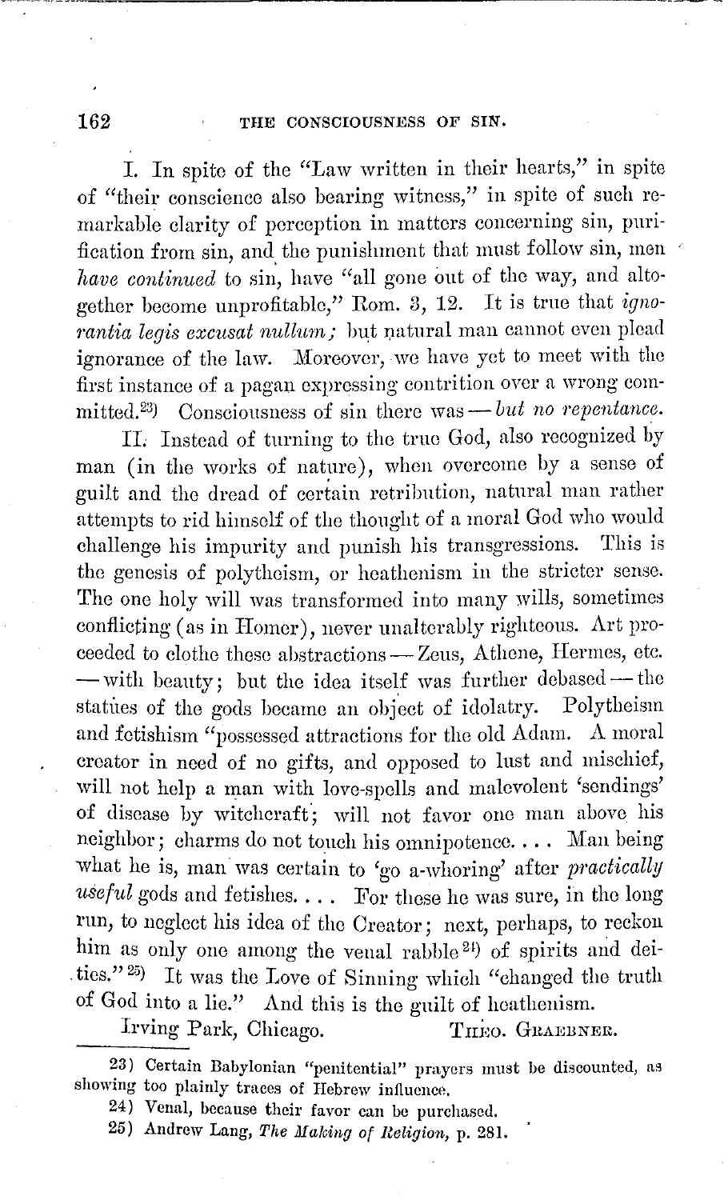I. In spite of the "Law written in their hearts," in spite of "their conscience also bearing witness," in spite of such remarkable clarity of perception in matters concerning sin, purification from sin, and the punishment that must follow sin, men *have continued* to sin, have "all gone out of the way, and altogether become unprofitable," Rom. 3, 12. It is true that *ignorantia legis excusat nullum;* but natural man cannot even plead ignorance of the law. Moreover, we have yet to meet with the first instance of a pagan expressing contrition over a wrong committed.[23] Consciousness of sin there was — *but no repentance.*

II. Instead of turning to the true God, also recognized by man (in the works of nature), when overcome by a sense of guilt and the dread of certain retribution, natural man rather attempts to rid himself of the thought of a moral God who would challenge his impurity and punish his transgressions. This is the genesis of polytheism, or heathenism in the stricter sense. The one holy will was transformed into many wills, sometimes conflicting (as in Homer), never unalterably righteous. Art proceeded to clothe these abstractions — Zeus, Athene, Hermes, etc. — with beauty; but the idea itself was further debased — the statues of the gods became an object of idolatry. Polytheism and fetishism "possessed attractions for the old Adam. A moral creator in need of no gifts, and opposed to lust and mischief, will not help a man with love-spells and malevolent 'sendings' of disease by witchcraft; will not favor one man above his neighbor; charms do not touch his omnipotence. . . . Man being what he is, man was certain to 'go a-whoring' after *practically useful* gods and fetishes. . . . For these he was sure, in the long run, to neglect his idea of the Creator; next, perhaps, to reckon him as only one among the venal rabble[24] of spirits and deities."[25] It was the Love of Sinning which "changed the truth of God into a lie." And this is the guilt of heathenism.

Irving Park, Chicago. THEO. GRAEBNER.

---

23) Certain Babylonian "penitential" prayers must be discounted, as showing too plainly traces of Hebrew influence.

24) Venal, because their favor can be purchased.

25) Andrew Lang, *The Making of Religion*, p. 281.